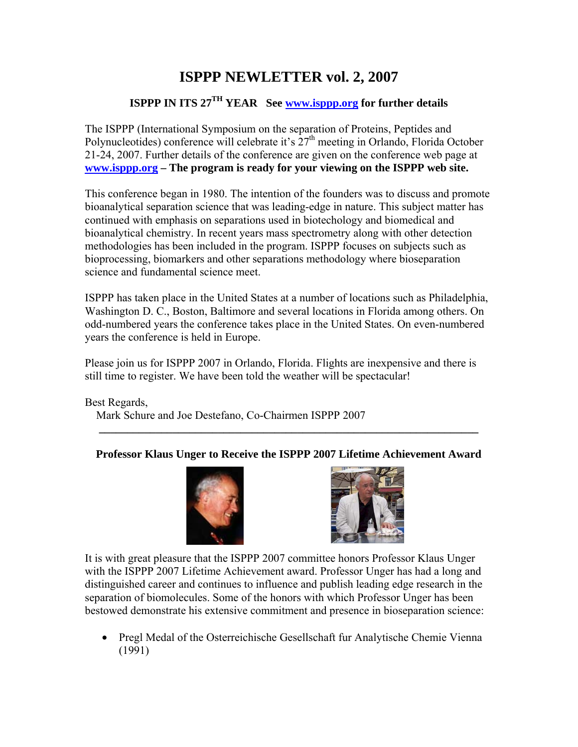# ISPPP NEWLETTER vol. 2, 2007

### ISPPP IN ITS 27TH YEAR   See www.isppp.org for further details

The ISPPP (International Symposium on the separation of Proteins, Peptides and Polynucleotides) conference will celebrate it's 27th meeting in Orlando, Florida October 21-24, 2007. Further details of the conference are given on the conference web page at **www.isppp.org – The program is ready for your viewing on the ISPPP web site.**

This conference began in 1980. The intention of the founders was to discuss and promote bioanalytical separation science that was leading-edge in nature. This subject matter has continued with emphasis on separations used in biotechology and biomedical and bioanalytical chemistry. In recent years mass spectrometry along with other detection methodologies has been included in the program. ISPPP focuses on subjects such as bioprocessing, biomarkers and other separations methodology where bioseparation science and fundamental science meet.

ISPPP has taken place in the United States at a number of locations such as Philadelphia, Washington D. C., Boston, Baltimore and several locations in Florida among others. On odd-numbered years the conference takes place in the United States. On even-numbered years the conference is held in Europe.

Please join us for ISPPP 2007 in Orlando, Florida. Flights are inexpensive and there is still time to register. We have been told the weather will be spectacular!

Best Regards,
Mark Schure and Joe Destefano, Co-Chairmen ISPPP 2007

---

### Professor Klaus Unger to Receive the ISPPP 2007 Lifetime Achievement Award

It is with great pleasure that the ISPPP 2007 committee honors Professor Klaus Unger with the ISPPP 2007 Lifetime Achievement award. Professor Unger has had a long and distinguished career and continues to influence and publish leading edge research in the separation of biomolecules. Some of the honors with which Professor Unger has been bestowed demonstrate his extensive commitment and presence in bioseparation science:

- Pregl Medal of the Osterreichische Gesellschaft fur Analytische Chemie Vienna (1991)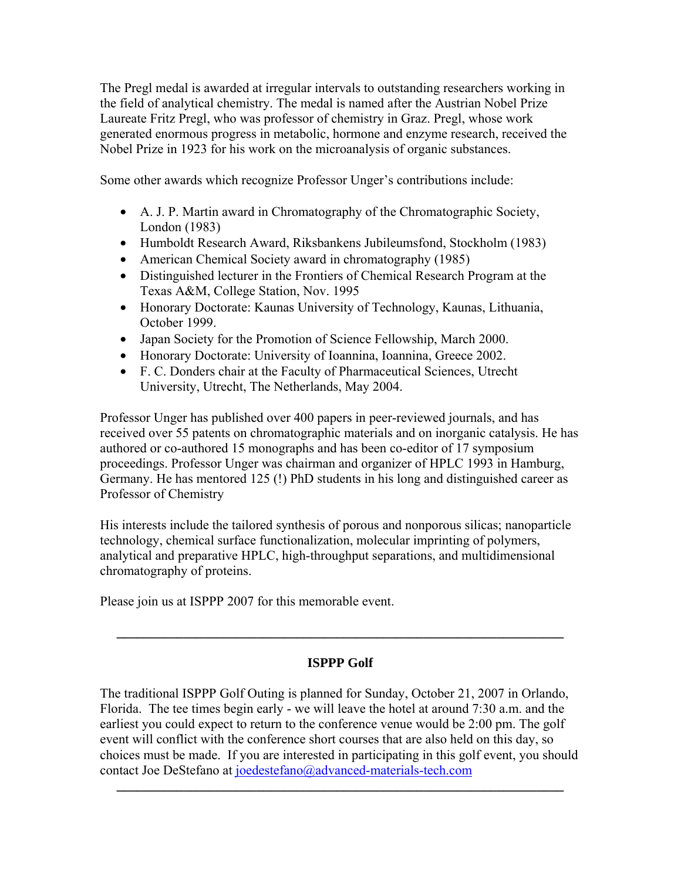The Pregl medal is awarded at irregular intervals to outstanding researchers working in the field of analytical chemistry. The medal is named after the Austrian Nobel Prize Laureate Fritz Pregl, who was professor of chemistry in Graz. Pregl, whose work generated enormous progress in metabolic, hormone and enzyme research, received the Nobel Prize in 1923 for his work on the microanalysis of organic substances.

Some other awards which recognize Professor Unger's contributions include:

- A. J. P. Martin award in Chromatography of the Chromatographic Society, London (1983)
- Humboldt Research Award, Riksbankens Jubileumsfond, Stockholm (1983)
- American Chemical Society award in chromatography (1985)
- Distinguished lecturer in the Frontiers of Chemical Research Program at the Texas A&M, College Station, Nov. 1995
- Honorary Doctorate: Kaunas University of Technology, Kaunas, Lithuania, October 1999.
- Japan Society for the Promotion of Science Fellowship, March 2000.
- Honorary Doctorate: University of Ioannina, Ioannina, Greece 2002.
- F. C. Donders chair at the Faculty of Pharmaceutical Sciences, Utrecht University, Utrecht, The Netherlands, May 2004.

Professor Unger has published over 400 papers in peer-reviewed journals, and has received over 55 patents on chromatographic materials and on inorganic catalysis. He has authored or co-authored 15 monographs and has been co-editor of 17 symposium proceedings. Professor Unger was chairman and organizer of HPLC 1993 in Hamburg, Germany. He has mentored 125 (!) PhD students in his long and distinguished career as Professor of Chemistry

His interests include the tailored synthesis of porous and nonporous silicas; nanoparticle technology, chemical surface functionalization, molecular imprinting of polymers, analytical and preparative HPLC, high-throughput separations, and multidimensional chromatography of proteins.

Please join us at ISPPP 2007 for this memorable event.

---

## ISPPP Golf

The traditional ISPPP Golf Outing is planned for Sunday, October 21, 2007 in Orlando, Florida. The tee times begin early - we will leave the hotel at around 7:30 a.m. and the earliest you could expect to return to the conference venue would be 2:00 pm. The golf event will conflict with the conference short courses that are also held on this day, so choices must be made. If you are interested in participating in this golf event, you should contact Joe DeStefano at joedestefano@advanced-materials-tech.com

---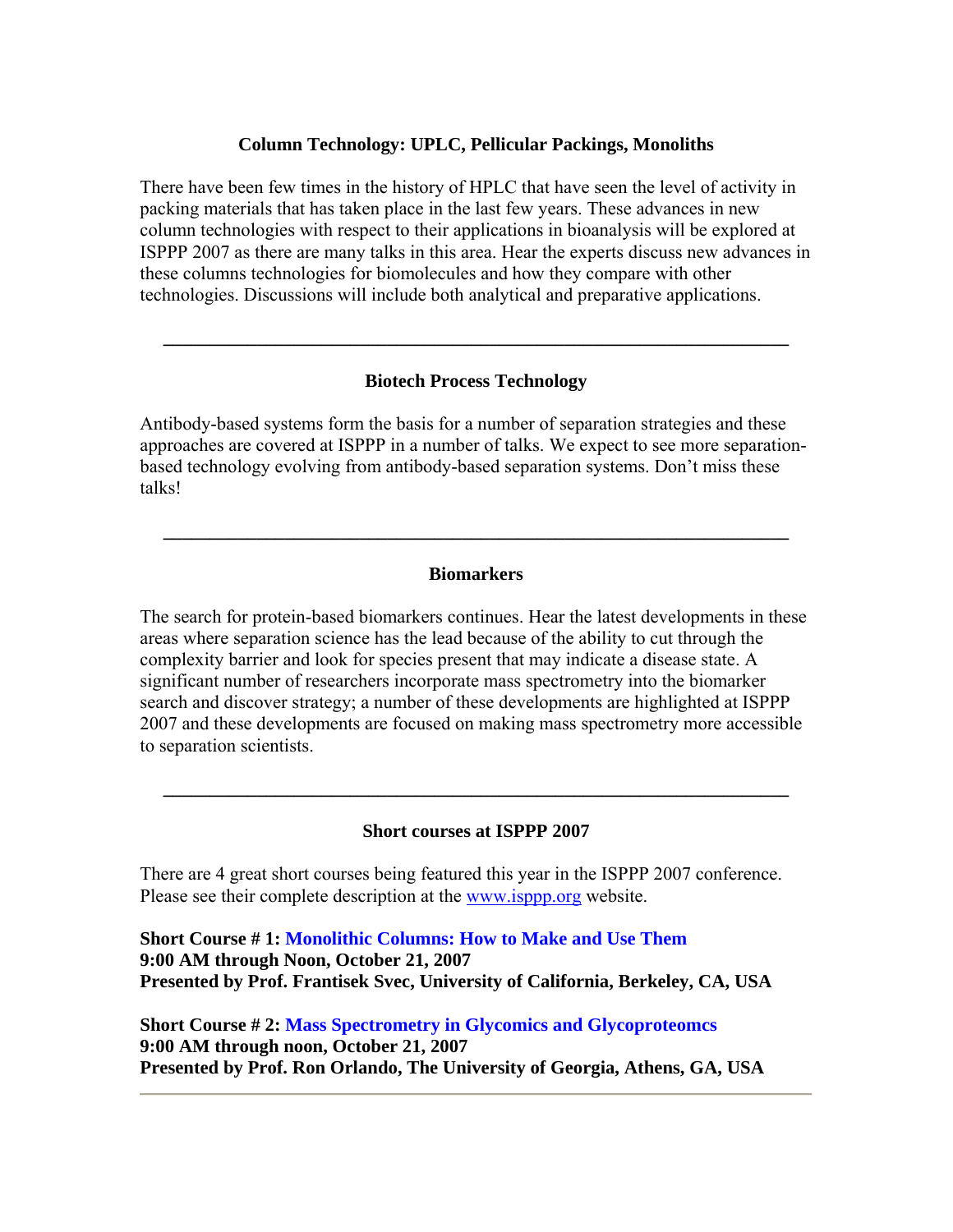## Column Technology: UPLC, Pellicular Packings, Monoliths

There have been few times in the history of HPLC that have seen the level of activity in packing materials that has taken place in the last few years. These advances in new column technologies with respect to their applications in bioanalysis will be explored at ISPPP 2007 as there are many talks in this area. Hear the experts discuss new advances in these columns technologies for biomolecules and how they compare with other technologies. Discussions will include both analytical and preparative applications.

---

## Biotech Process Technology

Antibody-based systems form the basis for a number of separation strategies and these approaches are covered at ISPPP in a number of talks. We expect to see more separation-based technology evolving from antibody-based separation systems. Don't miss these talks!

---

## Biomarkers

The search for protein-based biomarkers continues. Hear the latest developments in these areas where separation science has the lead because of the ability to cut through the complexity barrier and look for species present that may indicate a disease state. A significant number of researchers incorporate mass spectrometry into the biomarker search and discover strategy; a number of these developments are highlighted at ISPPP 2007 and these developments are focused on making mass spectrometry more accessible to separation scientists.

---

## Short courses at ISPPP 2007

There are 4 great short courses being featured this year in the ISPPP 2007 conference. Please see their complete description at the www.isppp.org website.

**Short Course # 1: Monolithic Columns: How to Make and Use Them**
**9:00 AM through Noon, October 21, 2007**
**Presented by Prof. Frantisek Svec, University of California, Berkeley, CA, USA**

**Short Course # 2: Mass Spectrometry in Glycomics and Glycoproteomcs**
**9:00 AM through noon, October 21, 2007**
**Presented by Prof. Ron Orlando, The University of Georgia, Athens, GA, USA**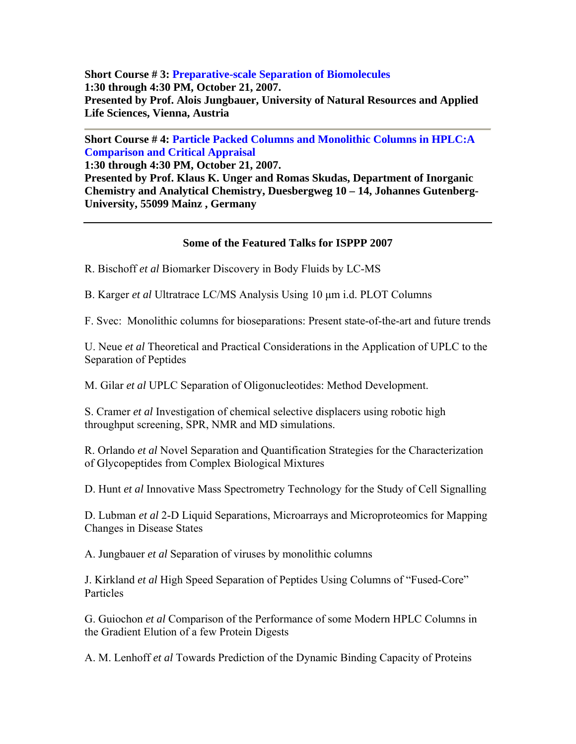**Short Course # 3: Preparative-scale Separation of Biomolecules**
**1:30 through 4:30 PM, October 21, 2007.**
**Presented by Prof. Alois Jungbauer, University of Natural Resources and Applied Life Sciences, Vienna, Austria**

---

**Short Course # 4: Particle Packed Columns and Monolithic Columns in HPLC:A Comparison and Critical Appraisal**
**1:30 through 4:30 PM, October 21, 2007.**
**Presented by Prof. Klaus K. Unger and Romas Skudas, Department of Inorganic Chemistry and Analytical Chemistry, Duesbergweg 10 – 14, Johannes Gutenberg-University, 55099 Mainz , Germany**

---

**Some of the Featured Talks for ISPPP 2007**

R. Bischoff *et al* Biomarker Discovery in Body Fluids by LC-MS

B. Karger *et al* Ultratrace LC/MS Analysis Using 10 μm i.d. PLOT Columns

F. Svec: Monolithic columns for bioseparations: Present state-of-the-art and future trends

U. Neue *et al* Theoretical and Practical Considerations in the Application of UPLC to the Separation of Peptides

M. Gilar *et al* UPLC Separation of Oligonucleotides: Method Development.

S. Cramer *et al* Investigation of chemical selective displacers using robotic high throughput screening, SPR, NMR and MD simulations.

R. Orlando *et al* Novel Separation and Quantification Strategies for the Characterization of Glycopeptides from Complex Biological Mixtures

D. Hunt *et al* Innovative Mass Spectrometry Technology for the Study of Cell Signalling

D. Lubman *et al* 2-D Liquid Separations, Microarrays and Microproteomics for Mapping Changes in Disease States

A. Jungbauer *et al* Separation of viruses by monolithic columns

J. Kirkland *et al* High Speed Separation of Peptides Using Columns of "Fused-Core" Particles

G. Guiochon *et al* Comparison of the Performance of some Modern HPLC Columns in the Gradient Elution of a few Protein Digests

A. M. Lenhoff *et al* Towards Prediction of the Dynamic Binding Capacity of Proteins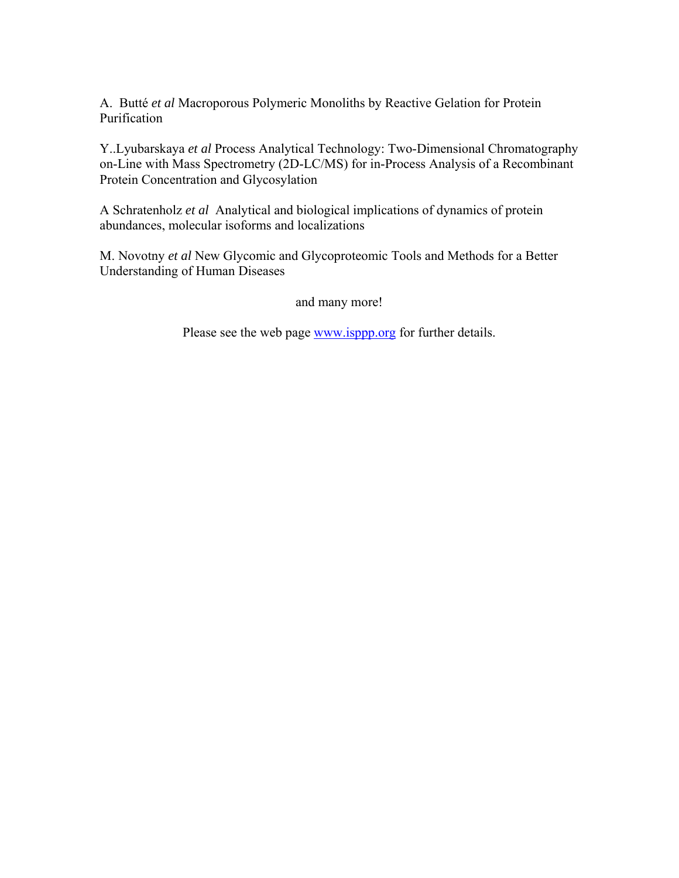A. Butté *et al* Macroporous Polymeric Monoliths by Reactive Gelation for Protein Purification

Y..Lyubarskaya *et al* Process Analytical Technology: Two-Dimensional Chromatography on-Line with Mass Spectrometry (2D-LC/MS) for in-Process Analysis of a Recombinant Protein Concentration and Glycosylation

A Schratenholz *et al* Analytical and biological implications of dynamics of protein abundances, molecular isoforms and localizations

M. Novotny *et al* New Glycomic and Glycoproteomic Tools and Methods for a Better Understanding of Human Diseases

and many more!

Please see the web page [www.isppp.org](http://www.isppp.org) for further details.